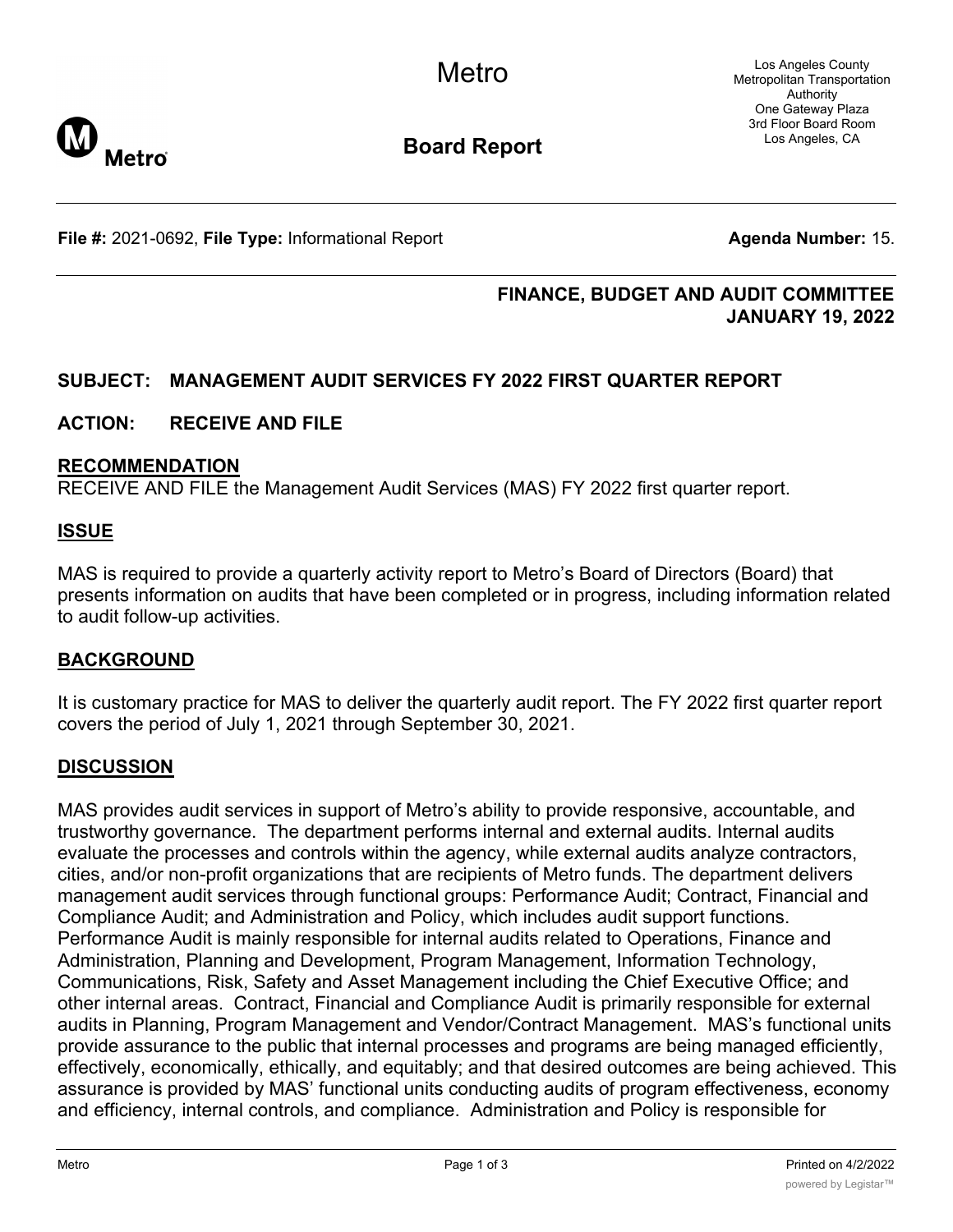# Metro

## Board Report

Los Angeles County Metropolitan Transportation Authority
One Gateway Plaza
3rd Floor Board Room
Los Angeles, CA

**File #:** 2021-0692, **File Type:** Informational Report **Agenda Number:** 15.

**FINANCE, BUDGET AND AUDIT COMMITTEE**
**JANUARY 19, 2022**

**SUBJECT: MANAGEMENT AUDIT SERVICES FY 2022 FIRST QUARTER REPORT**

**ACTION: RECEIVE AND FILE**

## RECOMMENDATION

RECEIVE AND FILE the Management Audit Services (MAS) FY 2022 first quarter report.

## ISSUE

MAS is required to provide a quarterly activity report to Metro's Board of Directors (Board) that presents information on audits that have been completed or in progress, including information related to audit follow-up activities.

## BACKGROUND

It is customary practice for MAS to deliver the quarterly audit report. The FY 2022 first quarter report covers the period of July 1, 2021 through September 30, 2021.

## DISCUSSION

MAS provides audit services in support of Metro's ability to provide responsive, accountable, and trustworthy governance. The department performs internal and external audits. Internal audits evaluate the processes and controls within the agency, while external audits analyze contractors, cities, and/or non-profit organizations that are recipients of Metro funds. The department delivers management audit services through functional groups: Performance Audit; Contract, Financial and Compliance Audit; and Administration and Policy, which includes audit support functions. Performance Audit is mainly responsible for internal audits related to Operations, Finance and Administration, Planning and Development, Program Management, Information Technology, Communications, Risk, Safety and Asset Management including the Chief Executive Office; and other internal areas. Contract, Financial and Compliance Audit is primarily responsible for external audits in Planning, Program Management and Vendor/Contract Management. MAS's functional units provide assurance to the public that internal processes and programs are being managed efficiently, effectively, economically, ethically, and equitably; and that desired outcomes are being achieved. This assurance is provided by MAS' functional units conducting audits of program effectiveness, economy and efficiency, internal controls, and compliance. Administration and Policy is responsible for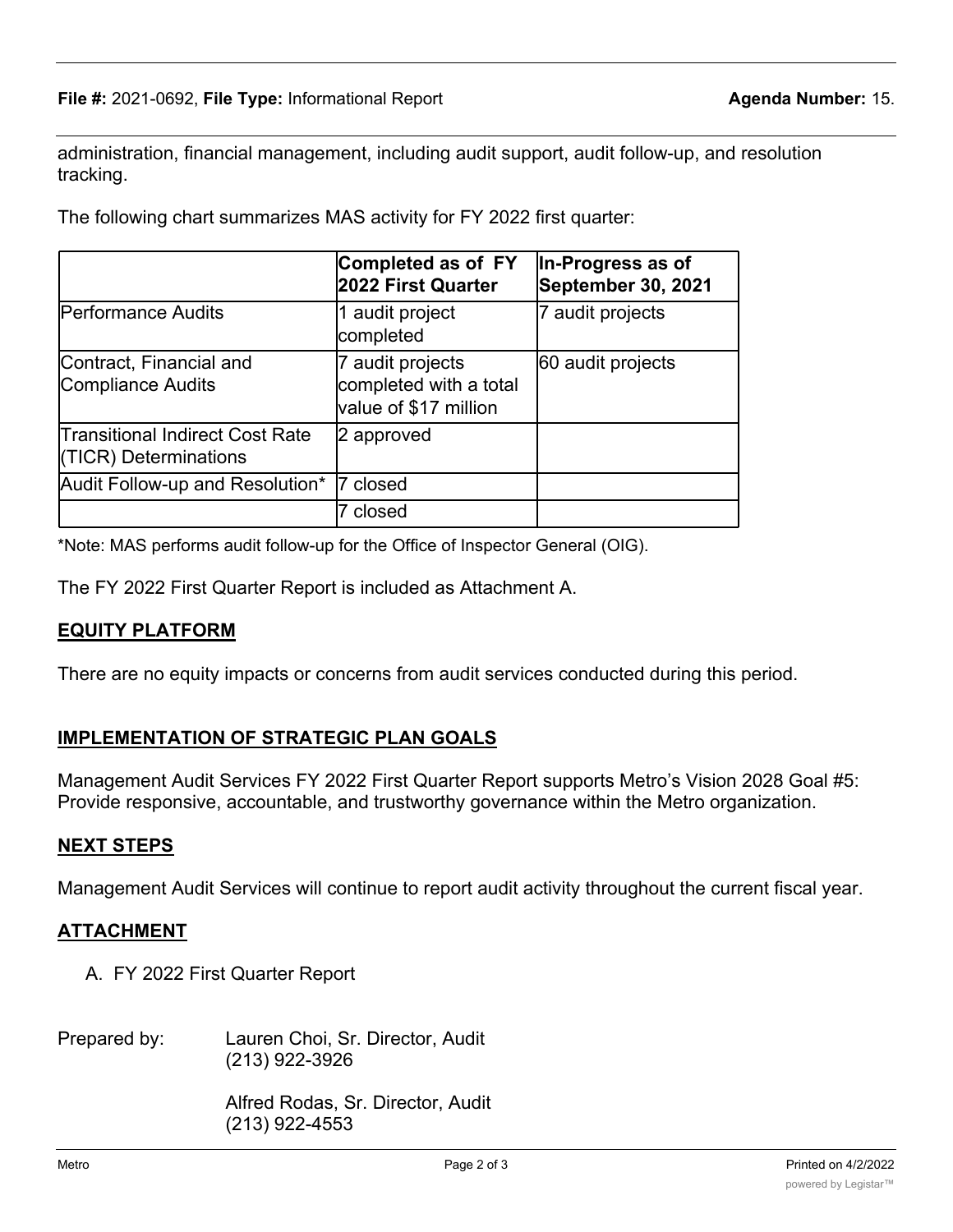administration, financial management, including audit support, audit follow-up, and resolution tracking.

The following chart summarizes MAS activity for FY 2022 first quarter:

| | Completed as of FY 2022 First Quarter | In-Progress as of September 30, 2021 |
|---|---|---|
| Performance Audits | 1 audit project completed | 7 audit projects |
| Contract, Financial and Compliance Audits | 7 audit projects completed with a total value of $17 million | 60 audit projects |
| Transitional Indirect Cost Rate (TICR) Determinations | 2 approved | |
| Audit Follow-up and Resolution* | 7 closed | |
| | 7 closed | |

*Note: MAS performs audit follow-up for the Office of Inspector General (OIG).

The FY 2022 First Quarter Report is included as Attachment A.

## EQUITY PLATFORM

There are no equity impacts or concerns from audit services conducted during this period.

## IMPLEMENTATION OF STRATEGIC PLAN GOALS

Management Audit Services FY 2022 First Quarter Report supports Metro's Vision 2028 Goal #5: Provide responsive, accountable, and trustworthy governance within the Metro organization.

## NEXT STEPS

Management Audit Services will continue to report audit activity throughout the current fiscal year.

## ATTACHMENT

A. FY 2022 First Quarter Report

Prepared by: Lauren Choi, Sr. Director, Audit
(213) 922-3926

Alfred Rodas, Sr. Director, Audit
(213) 922-4553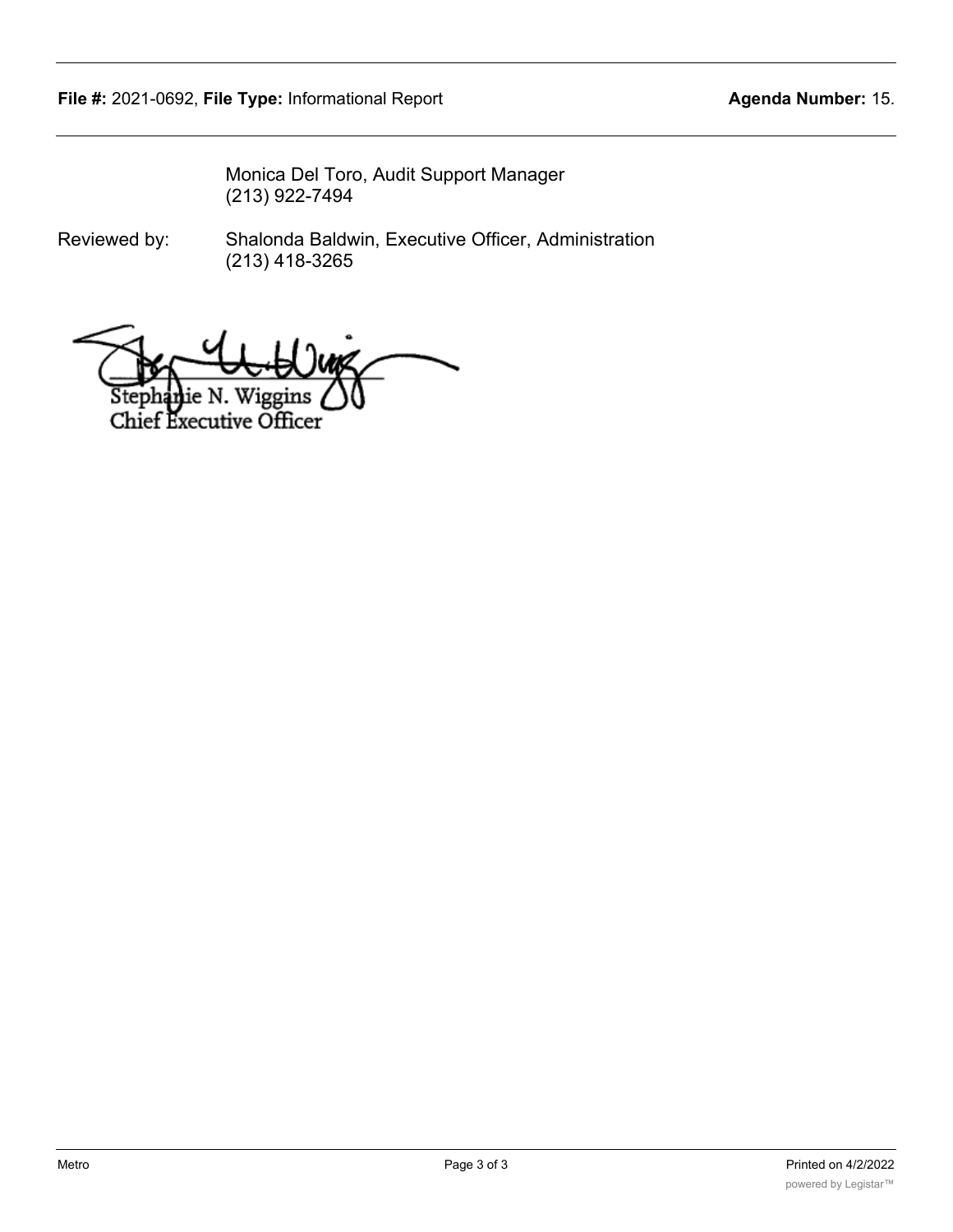Monica Del Toro, Audit Support Manager
(213) 922-7494

Reviewed by: Shalonda Baldwin, Executive Officer, Administration
(213) 418-3265

Stephanie N. Wiggins
Chief Executive Officer